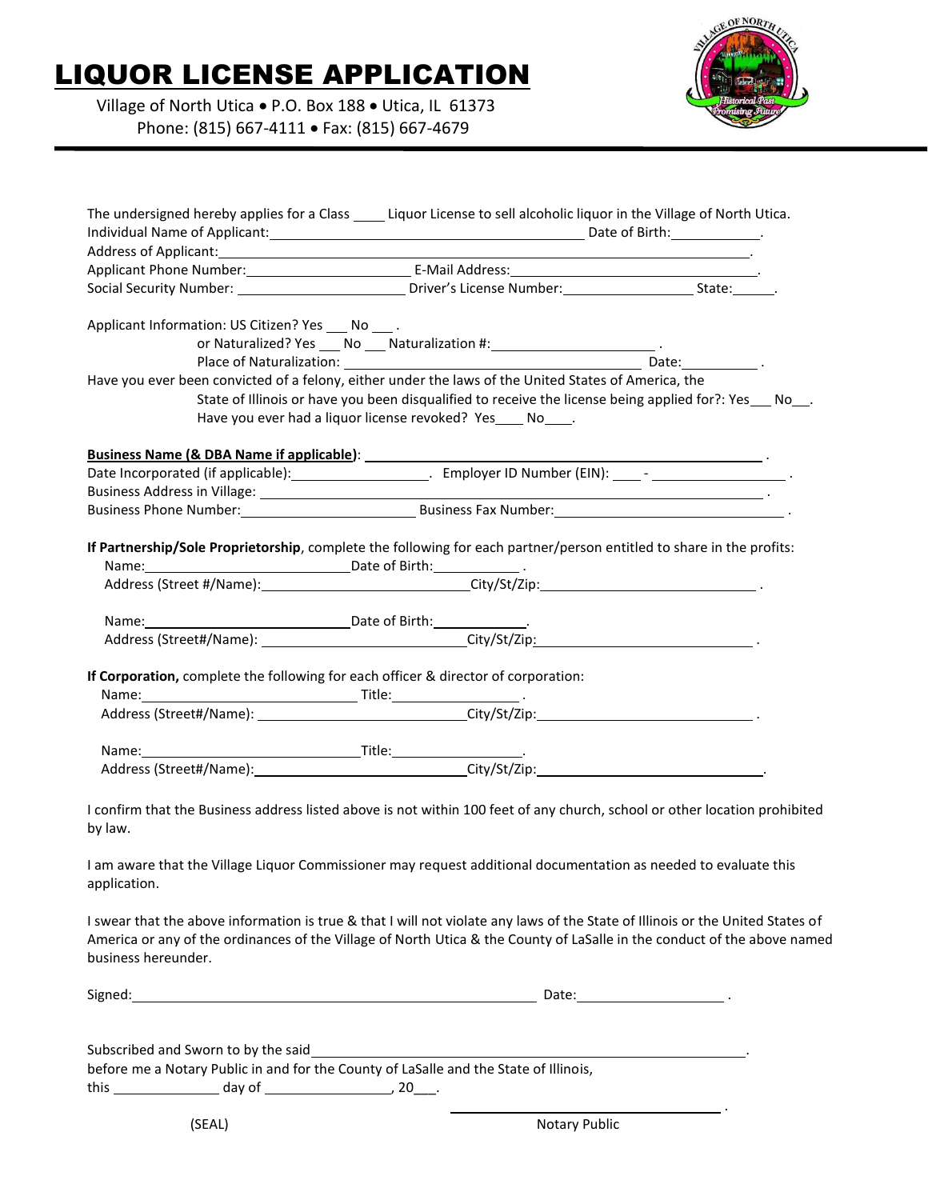# LIQUOR LICENSE APPLICATION

Village of North Utica • P.O. Box 188 • Utica, IL 61373
Phone: (815) 667-4111 • Fax: (815) 667-4679

The undersigned hereby applies for a Class ____ Liquor License to sell alcoholic liquor in the Village of North Utica.
Individual Name of Applicant: __________________________ Date of Birth: __________.
Address of Applicant: __________________________________________.
Applicant Phone Number: __________________ E-Mail Address: __________________.
Social Security Number: __________________ Driver's License Number: ______________ State: _____.

Applicant Information: US Citizen? Yes ___ No ___ .
or Naturalized? Yes ___ No ___ Naturalization #: __________________ .
Place of Naturalization: __________________________ Date: __________ .
Have you ever been convicted of a felony, either under the laws of the United States of America, the State of Illinois or have you been disqualified to receive the license being applied for?: Yes___ No___.
Have you ever had a liquor license revoked? Yes____ No____.

**Business Name (& DBA Name if applicable)**: __________________________________ .
Date Incorporated (if applicable): ______________. Employer ID Number (EIN): ____ - ______________ .
Business Address in Village: __________________________________ .
Business Phone Number: __________________ Business Fax Number: __________________ .

**If Partnership/Sole Proprietorship**, complete the following for each partner/person entitled to share in the profits:
Name: ____________________ Date of Birth: __________ .
Address (Street #/Name): ____________________ City/St/Zip: ____________________ .

Name: ____________________ Date of Birth: __________.
Address (Street#/Name): ____________________ City/St/Zip: ____________________ .

**If Corporation,** complete the following for each officer & director of corporation:
Name: ____________________ Title: ______________ .
Address (Street#/Name): ____________________ City/St/Zip: ____________________ .

Name: ____________________ Title: ______________.
Address (Street#/Name): ____________________ City/St/Zip: ____________________.

I confirm that the Business address listed above is not within 100 feet of any church, school or other location prohibited by law.

I am aware that the Village Liquor Commissioner may request additional documentation as needed to evaluate this application.

I swear that the above information is true & that I will not violate any laws of the State of Illinois or the United States of America or any of the ordinances of the Village of North Utica & the County of LaSalle in the conduct of the above named business hereunder.

Signed: ________________________________________ Date: ______________ .

Subscribed and Sworn to by the said ________________________________________.
before me a Notary Public in and for the County of LaSalle and the State of Illinois,
this __________ day of ______________, 20___.

(SEAL) ________________________ .
Notary Public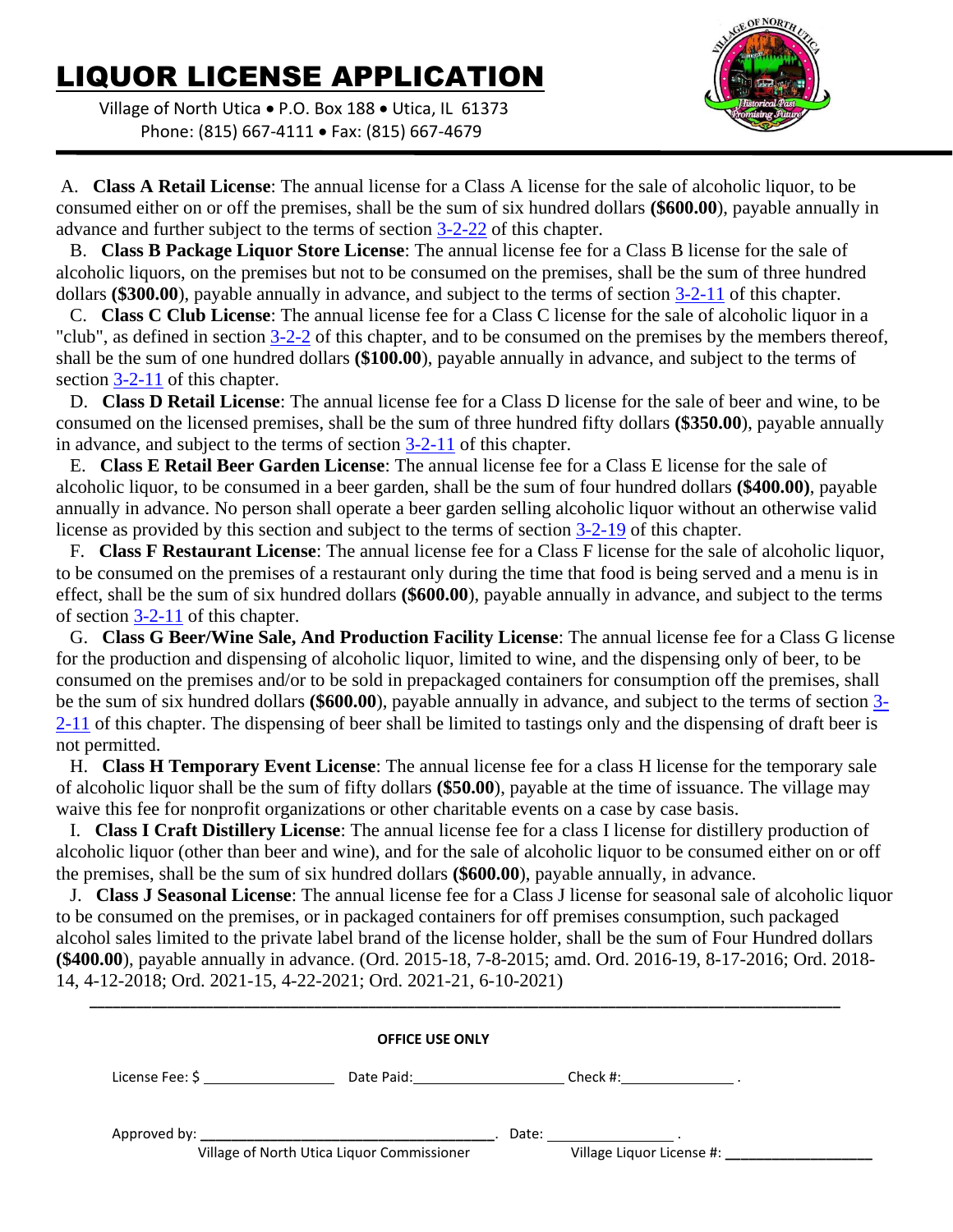# LIQUOR LICENSE APPLICATION

Village of North Utica • P.O. Box 188 • Utica, IL 61373
Phone: (815) 667-4111 • Fax: (815) 667-4679

A. **Class A Retail License**: The annual license for a Class A license for the sale of alcoholic liquor, to be consumed either on or off the premises, shall be the sum of six hundred dollars **($600.00**), payable annually in advance and further subject to the terms of section 3-2-22 of this chapter.

B. **Class B Package Liquor Store License**: The annual license fee for a Class B license for the sale of alcoholic liquors, on the premises but not to be consumed on the premises, shall be the sum of three hundred dollars **($300.00**), payable annually in advance, and subject to the terms of section 3-2-11 of this chapter.

C. **Class C Club License**: The annual license fee for a Class C license for the sale of alcoholic liquor in a "club", as defined in section 3-2-2 of this chapter, and to be consumed on the premises by the members thereof, shall be the sum of one hundred dollars **($100.00**), payable annually in advance, and subject to the terms of section 3-2-11 of this chapter.

D. **Class D Retail License**: The annual license fee for a Class D license for the sale of beer and wine, to be consumed on the licensed premises, shall be the sum of three hundred fifty dollars **($350.00**), payable annually in advance, and subject to the terms of section 3-2-11 of this chapter.

E. **Class E Retail Beer Garden License**: The annual license fee for a Class E license for the sale of alcoholic liquor, to be consumed in a beer garden, shall be the sum of four hundred dollars **($400.00)**, payable annually in advance. No person shall operate a beer garden selling alcoholic liquor without an otherwise valid license as provided by this section and subject to the terms of section 3-2-19 of this chapter.

F. **Class F Restaurant License**: The annual license fee for a Class F license for the sale of alcoholic liquor, to be consumed on the premises of a restaurant only during the time that food is being served and a menu is in effect, shall be the sum of six hundred dollars **($600.00**), payable annually in advance, and subject to the terms of section 3-2-11 of this chapter.

G. **Class G Beer/Wine Sale, And Production Facility License**: The annual license fee for a Class G license for the production and dispensing of alcoholic liquor, limited to wine, and the dispensing only of beer, to be consumed on the premises and/or to be sold in prepackaged containers for consumption off the premises, shall be the sum of six hundred dollars **($600.00**), payable annually in advance, and subject to the terms of section 3-2-11 of this chapter. The dispensing of beer shall be limited to tastings only and the dispensing of draft beer is not permitted.

H. **Class H Temporary Event License**: The annual license fee for a class H license for the temporary sale of alcoholic liquor shall be the sum of fifty dollars **($50.00**), payable at the time of issuance. The village may waive this fee for nonprofit organizations or other charitable events on a case by case basis.

I. **Class I Craft Distillery License**: The annual license fee for a class I license for distillery production of alcoholic liquor (other than beer and wine), and for the sale of alcoholic liquor to be consumed either on or off the premises, shall be the sum of six hundred dollars **($600.00**), payable annually, in advance.

J. **Class J Seasonal License**: The annual license fee for a Class J license for seasonal sale of alcoholic liquor to be consumed on the premises, or in packaged containers for off premises consumption, such packaged alcohol sales limited to the private label brand of the license holder, shall be the sum of Four Hundred dollars **($400.00**), payable annually in advance. (Ord. 2015-18, 7-8-2015; amd. Ord. 2016-19, 8-17-2016; Ord. 2018-14, 4-12-2018; Ord. 2021-15, 4-22-2021; Ord. 2021-21, 6-10-2021)

---

**OFFICE USE ONLY**

License Fee: $ ________________ Date Paid: ____________________ Check #: ______________ .

Approved by: ________________________________________. Date: ________________ .
Village of North Utica Liquor Commissioner — Village Liquor License #: ____________________